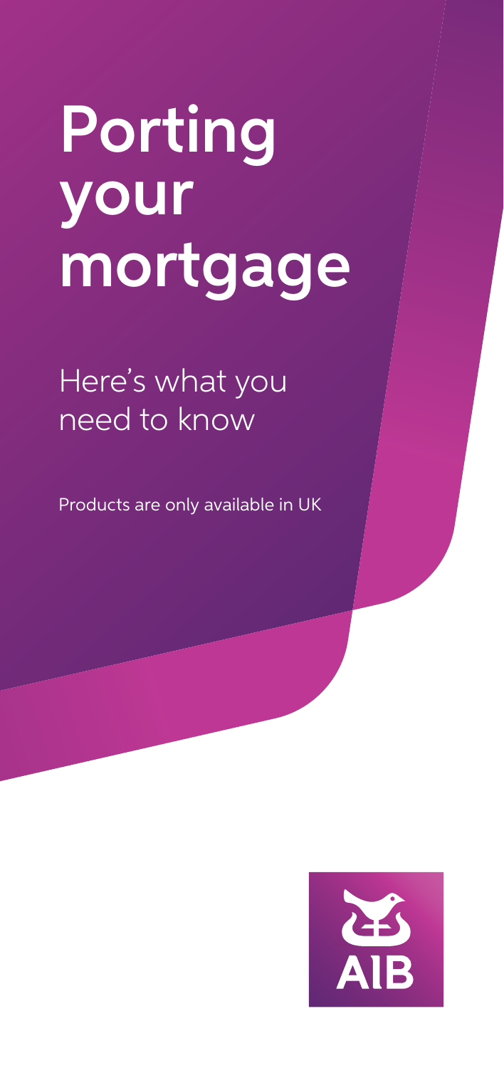# Porting your mortgage

## Here's what you need to know

Products are only available in UK

AIB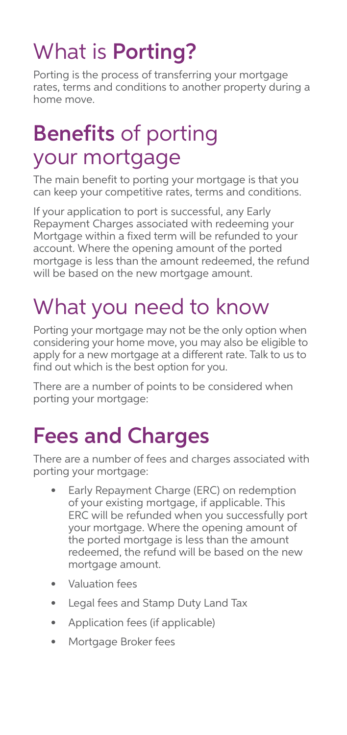# What is **Porting?**

Porting is the process of transferring your mortgage rates, terms and conditions to another property during a home move.

# **Benefits** of porting your mortgage

The main benefit to porting your mortgage is that you can keep your competitive rates, terms and conditions.

If your application to port is successful, any Early Repayment Charges associated with redeeming your Mortgage within a fixed term will be refunded to your account. Where the opening amount of the ported mortgage is less than the amount redeemed, the refund will be based on the new mortgage amount.

# What you need to know

Porting your mortgage may not be the only option when considering your home move, you may also be eligible to apply for a new mortgage at a different rate. Talk to us to find out which is the best option for you.

There are a number of points to be considered when porting your mortgage:

# **Fees and Charges**

There are a number of fees and charges associated with porting your mortgage:

- Early Repayment Charge (ERC) on redemption of your existing mortgage, if applicable. This ERC will be refunded when you successfully port your mortgage. Where the opening amount of the ported mortgage is less than the amount redeemed, the refund will be based on the new mortgage amount.
- Valuation fees
- Legal fees and Stamp Duty Land Tax
- Application fees (if applicable)
- Mortgage Broker fees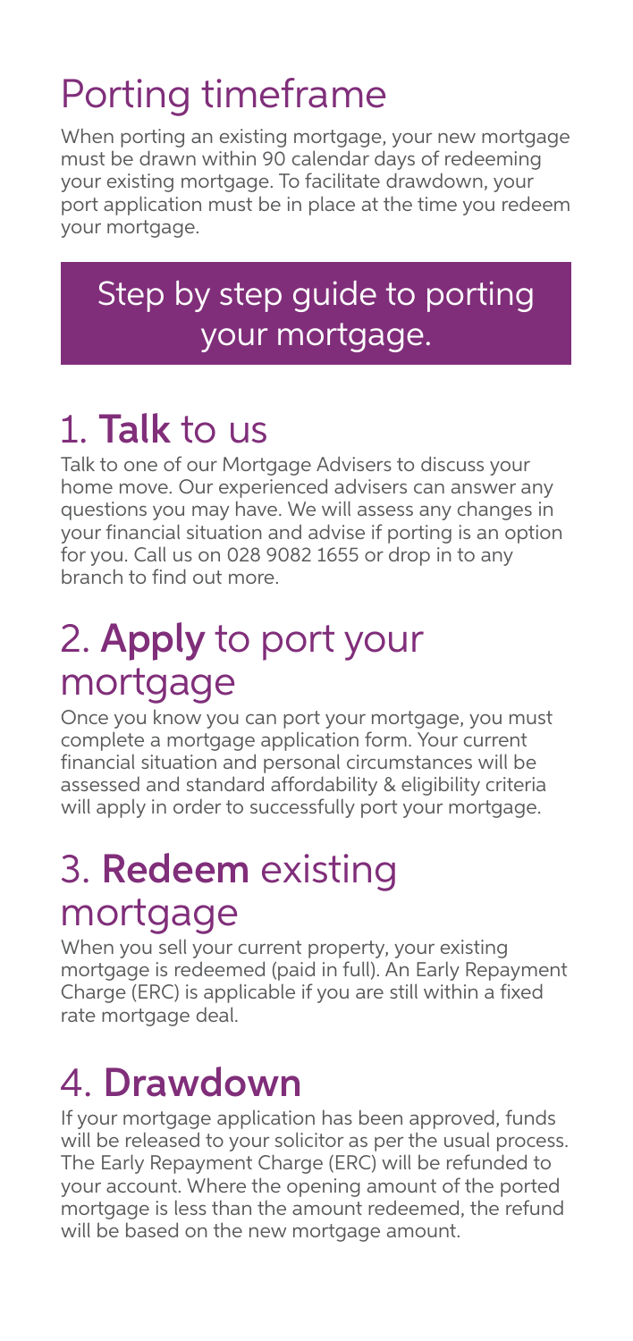# Porting timeframe

When porting an existing mortgage, your new mortgage must be drawn within 90 calendar days of redeeming your existing mortgage. To facilitate drawdown, your port application must be in place at the time you redeem your mortgage.

## Step by step guide to porting your mortgage.

## 1. **Talk** to us

Talk to one of our Mortgage Advisers to discuss your home move. Our experienced advisers can answer any questions you may have. We will assess any changes in your financial situation and advise if porting is an option for you. Call us on 028 9082 1655 or drop in to any branch to find out more.

## 2. **Apply** to port your mortgage

Once you know you can port your mortgage, you must complete a mortgage application form. Your current financial situation and personal circumstances will be assessed and standard affordability & eligibility criteria will apply in order to successfully port your mortgage.

## 3. **Redeem** existing mortgage

When you sell your current property, your existing mortgage is redeemed (paid in full). An Early Repayment Charge (ERC) is applicable if you are still within a fixed rate mortgage deal.

## 4. **Drawdown**

If your mortgage application has been approved, funds will be released to your solicitor as per the usual process. The Early Repayment Charge (ERC) will be refunded to your account. Where the opening amount of the ported mortgage is less than the amount redeemed, the refund will be based on the new mortgage amount.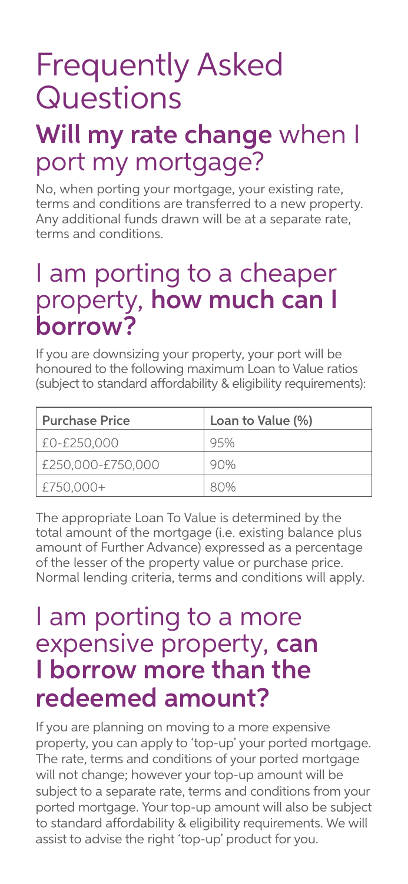# Frequently Asked Questions

## **Will my rate change** when I port my mortgage?

No, when porting your mortgage, your existing rate, terms and conditions are transferred to a new property. Any additional funds drawn will be at a separate rate, terms and conditions.

## I am porting to a cheaper property, **how much can I borrow?**

If you are downsizing your property, your port will be honoured to the following maximum Loan to Value ratios (subject to standard affordability & eligibility requirements):

| Purchase Price | Loan to Value (%) |
| --- | --- |
| £0-£250,000 | 95% |
| £250,000-£750,000 | 90% |
| £750,000+ | 80% |

The appropriate Loan To Value is determined by the total amount of the mortgage (i.e. existing balance plus amount of Further Advance) expressed as a percentage of the lesser of the property value or purchase price. Normal lending criteria, terms and conditions will apply.

## I am porting to a more expensive property, **can I borrow more than the redeemed amount?**

If you are planning on moving to a more expensive property, you can apply to 'top-up' your ported mortgage. The rate, terms and conditions of your ported mortgage will not change; however your top-up amount will be subject to a separate rate, terms and conditions from your ported mortgage. Your top-up amount will also be subject to standard affordability & eligibility requirements. We will assist to advise the right 'top-up' product for you.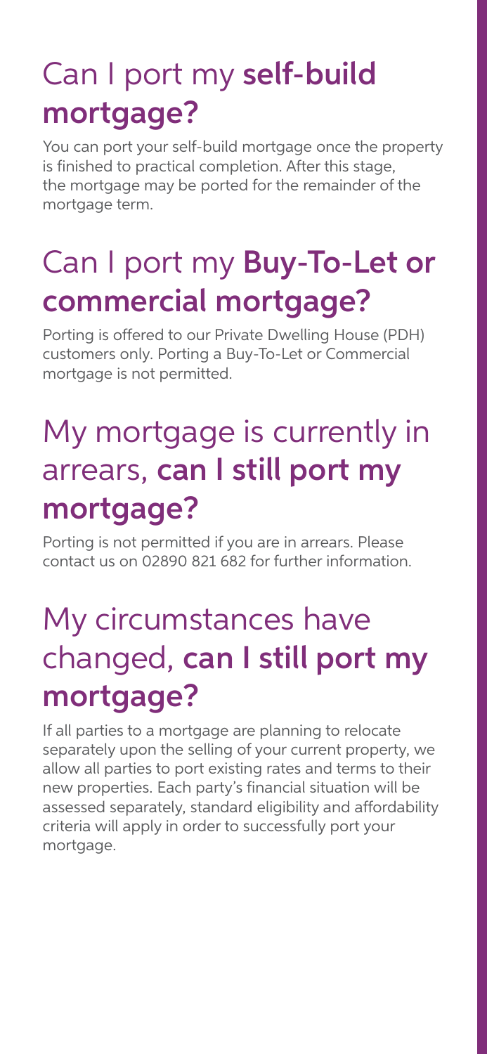## Can I port my **self-build mortgage?**

You can port your self-build mortgage once the property is finished to practical completion. After this stage, the mortgage may be ported for the remainder of the mortgage term.

## Can I port my **Buy-To-Let or commercial mortgage?**

Porting is offered to our Private Dwelling House (PDH) customers only. Porting a Buy-To-Let or Commercial mortgage is not permitted.

## My mortgage is currently in arrears, **can I still port my mortgage?**

Porting is not permitted if you are in arrears. Please contact us on 02890 821 682 for further information.

## My circumstances have changed, **can I still port my mortgage?**

If all parties to a mortgage are planning to relocate separately upon the selling of your current property, we allow all parties to port existing rates and terms to their new properties. Each party's financial situation will be assessed separately, standard eligibility and affordability criteria will apply in order to successfully port your mortgage.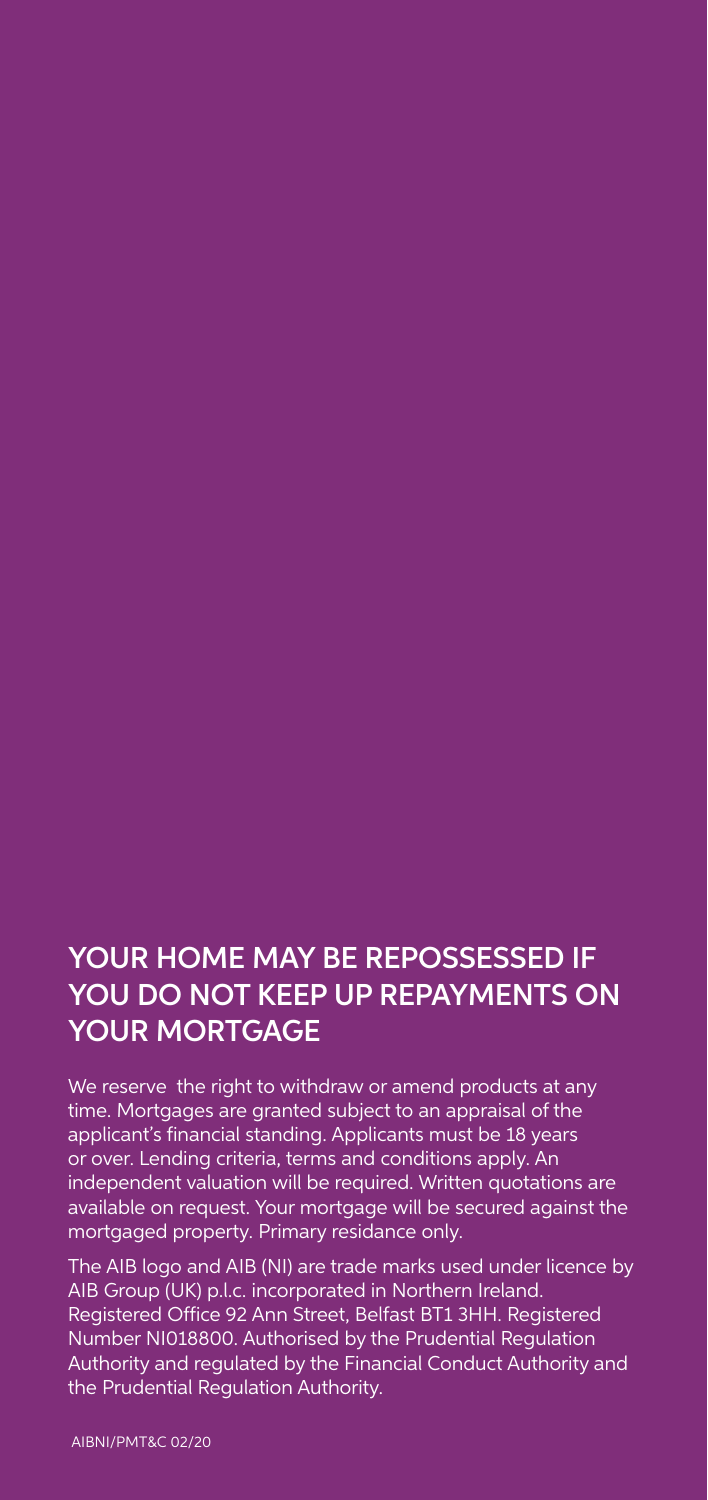## YOUR HOME MAY BE REPOSSESSED IF YOU DO NOT KEEP UP REPAYMENTS ON YOUR MORTGAGE

We reserve the right to withdraw or amend products at any time. Mortgages are granted subject to an appraisal of the applicant's financial standing. Applicants must be 18 years or over. Lending criteria, terms and conditions apply. An independent valuation will be required. Written quotations are available on request. Your mortgage will be secured against the mortgaged property. Primary residance only.

The AIB logo and AIB (NI) are trade marks used under licence by AIB Group (UK) p.l.c. incorporated in Northern Ireland. Registered Office 92 Ann Street, Belfast BT1 3HH. Registered Number NI018800. Authorised by the Prudential Regulation Authority and regulated by the Financial Conduct Authority and the Prudential Regulation Authority.

AIBNI/PMT&C 02/20